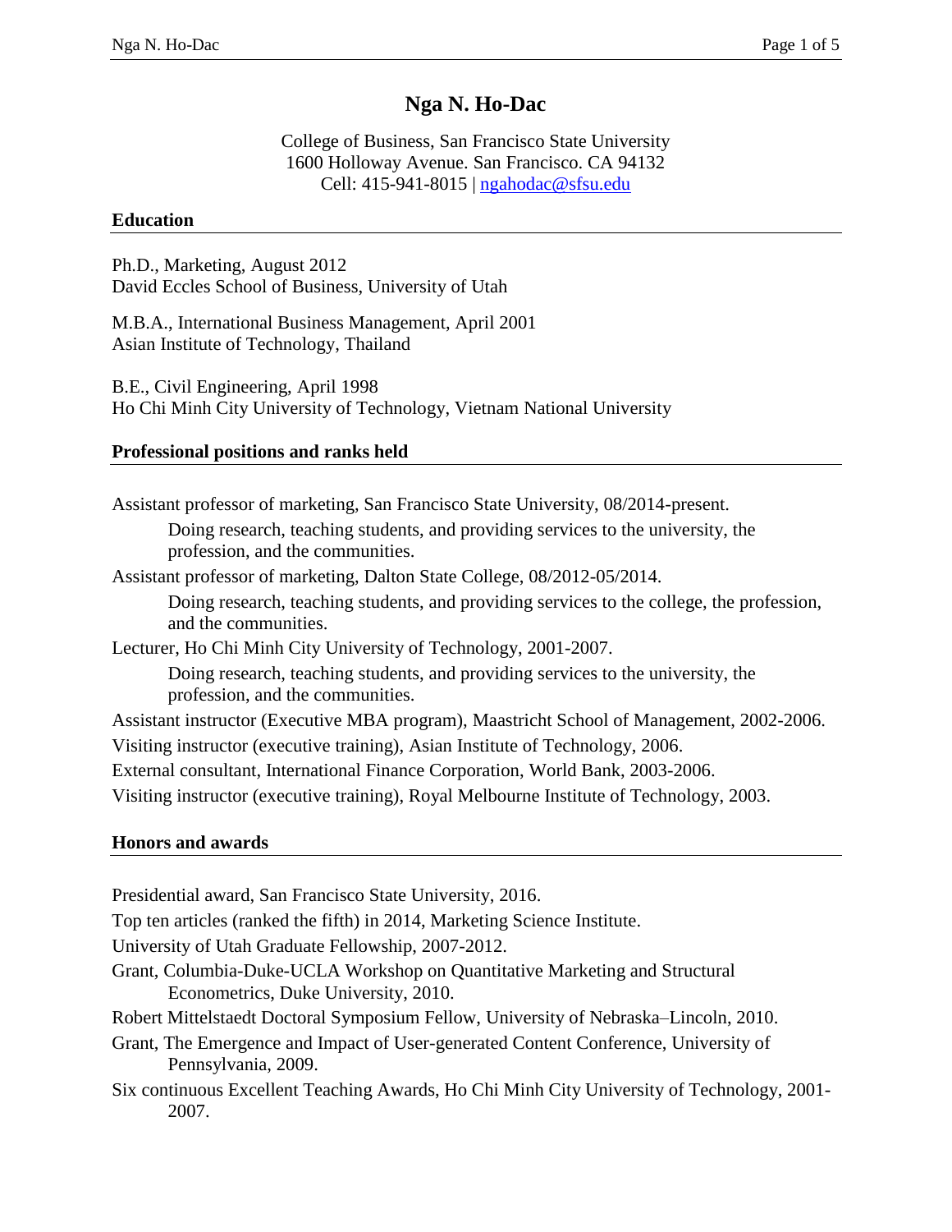# Nga N. Ho-Dac

College of Business, San Francisco State University
1600 Holloway Avenue. San Francisco. CA 94132
Cell: 415-941-8015 | ngahodac@sfsu.edu

## Education

Ph.D., Marketing, August 2012
David Eccles School of Business, University of Utah

M.B.A., International Business Management, April 2001
Asian Institute of Technology, Thailand

B.E., Civil Engineering, April 1998
Ho Chi Minh City University of Technology, Vietnam National University

## Professional positions and ranks held

Assistant professor of marketing, San Francisco State University, 08/2014-present.

> Doing research, teaching students, and providing services to the university, the profession, and the communities.

Assistant professor of marketing, Dalton State College, 08/2012-05/2014.

> Doing research, teaching students, and providing services to the college, the profession, and the communities.

Lecturer, Ho Chi Minh City University of Technology, 2001-2007.

> Doing research, teaching students, and providing services to the university, the profession, and the communities.

Assistant instructor (Executive MBA program), Maastricht School of Management, 2002-2006.

Visiting instructor (executive training), Asian Institute of Technology, 2006.

External consultant, International Finance Corporation, World Bank, 2003-2006.

Visiting instructor (executive training), Royal Melbourne Institute of Technology, 2003.

## Honors and awards

Presidential award, San Francisco State University, 2016.

Top ten articles (ranked the fifth) in 2014, Marketing Science Institute.

University of Utah Graduate Fellowship, 2007-2012.

Grant, Columbia-Duke-UCLA Workshop on Quantitative Marketing and Structural Econometrics, Duke University, 2010.

Robert Mittelstaedt Doctoral Symposium Fellow, University of Nebraska–Lincoln, 2010.

Grant, The Emergence and Impact of User-generated Content Conference, University of Pennsylvania, 2009.

Six continuous Excellent Teaching Awards, Ho Chi Minh City University of Technology, 2001-2007.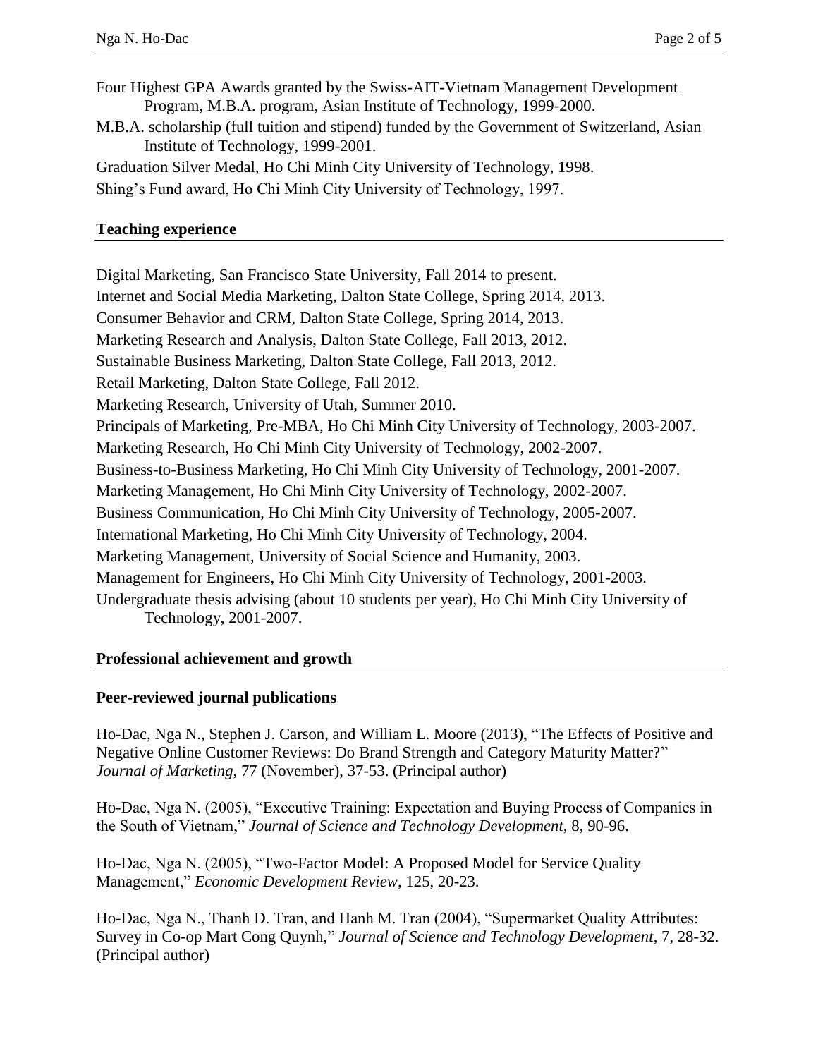Four Highest GPA Awards granted by the Swiss-AIT-Vietnam Management Development Program, M.B.A. program, Asian Institute of Technology, 1999-2000.

M.B.A. scholarship (full tuition and stipend) funded by the Government of Switzerland, Asian Institute of Technology, 1999-2001.

Graduation Silver Medal, Ho Chi Minh City University of Technology, 1998.

Shing's Fund award, Ho Chi Minh City University of Technology, 1997.

## Teaching experience

Digital Marketing, San Francisco State University, Fall 2014 to present.

Internet and Social Media Marketing, Dalton State College, Spring 2014, 2013.

Consumer Behavior and CRM, Dalton State College, Spring 2014, 2013.

Marketing Research and Analysis, Dalton State College, Fall 2013, 2012.

Sustainable Business Marketing, Dalton State College, Fall 2013, 2012.

Retail Marketing, Dalton State College, Fall 2012.

Marketing Research, University of Utah, Summer 2010.

Principals of Marketing, Pre-MBA, Ho Chi Minh City University of Technology, 2003-2007.

Marketing Research, Ho Chi Minh City University of Technology, 2002-2007.

Business-to-Business Marketing, Ho Chi Minh City University of Technology, 2001-2007.

Marketing Management, Ho Chi Minh City University of Technology, 2002-2007.

Business Communication, Ho Chi Minh City University of Technology, 2005-2007.

International Marketing, Ho Chi Minh City University of Technology, 2004.

Marketing Management, University of Social Science and Humanity, 2003.

Management for Engineers, Ho Chi Minh City University of Technology, 2001-2003.

Undergraduate thesis advising (about 10 students per year), Ho Chi Minh City University of Technology, 2001-2007.

## Professional achievement and growth

### Peer-reviewed journal publications

Ho-Dac, Nga N., Stephen J. Carson, and William L. Moore (2013), "The Effects of Positive and Negative Online Customer Reviews: Do Brand Strength and Category Maturity Matter?" *Journal of Marketing,* 77 (November), 37-53. (Principal author)

Ho-Dac, Nga N. (2005), "Executive Training: Expectation and Buying Process of Companies in the South of Vietnam," *Journal of Science and Technology Development,* 8, 90-96.

Ho-Dac, Nga N. (2005), "Two-Factor Model: A Proposed Model for Service Quality Management," *Economic Development Review,* 125, 20-23.

Ho-Dac, Nga N., Thanh D. Tran, and Hanh M. Tran (2004), "Supermarket Quality Attributes: Survey in Co-op Mart Cong Quynh," *Journal of Science and Technology Development,* 7, 28-32. (Principal author)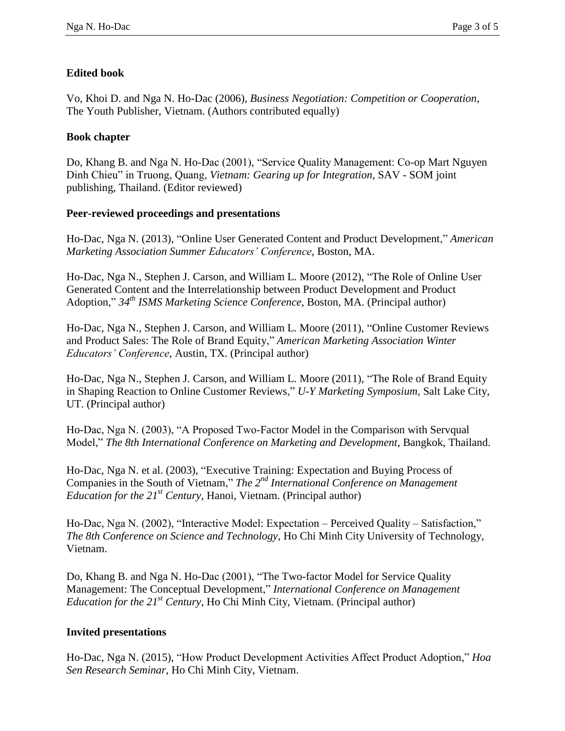### Edited book

Vo, Khoi D. and Nga N. Ho-Dac (2006), *Business Negotiation: Competition or Cooperation*, The Youth Publisher, Vietnam. (Authors contributed equally)

### Book chapter

Do, Khang B. and Nga N. Ho-Dac (2001), "Service Quality Management: Co-op Mart Nguyen Dinh Chieu" in Truong, Quang, *Vietnam: Gearing up for Integration*, SAV - SOM joint publishing, Thailand. (Editor reviewed)

### Peer-reviewed proceedings and presentations

Ho-Dac, Nga N. (2013), "Online User Generated Content and Product Development," *American Marketing Association Summer Educators' Conference*, Boston, MA.

Ho-Dac, Nga N., Stephen J. Carson, and William L. Moore (2012), "The Role of Online User Generated Content and the Interrelationship between Product Development and Product Adoption," *34th ISMS Marketing Science Conference*, Boston, MA. (Principal author)

Ho-Dac, Nga N., Stephen J. Carson, and William L. Moore (2011), "Online Customer Reviews and Product Sales: The Role of Brand Equity," *American Marketing Association Winter Educators' Conference*, Austin, TX. (Principal author)

Ho-Dac, Nga N., Stephen J. Carson, and William L. Moore (2011), "The Role of Brand Equity in Shaping Reaction to Online Customer Reviews," *U-Y Marketing Symposium*, Salt Lake City, UT. (Principal author)

Ho-Dac, Nga N. (2003), "A Proposed Two-Factor Model in the Comparison with Servqual Model," *The 8th International Conference on Marketing and Development*, Bangkok, Thailand.

Ho-Dac, Nga N. et al. (2003), "Executive Training: Expectation and Buying Process of Companies in the South of Vietnam," *The 2nd International Conference on Management Education for the 21st Century*, Hanoi, Vietnam. (Principal author)

Ho-Dac, Nga N. (2002), "Interactive Model: Expectation – Perceived Quality – Satisfaction," *The 8th Conference on Science and Technology*, Ho Chi Minh City University of Technology, Vietnam.

Do, Khang B. and Nga N. Ho-Dac (2001), "The Two-factor Model for Service Quality Management: The Conceptual Development," *International Conference on Management Education for the 21st Century*, Ho Chi Minh City, Vietnam. (Principal author)

### Invited presentations

Ho-Dac, Nga N. (2015), "How Product Development Activities Affect Product Adoption," *Hoa Sen Research Seminar*, Ho Chi Minh City, Vietnam.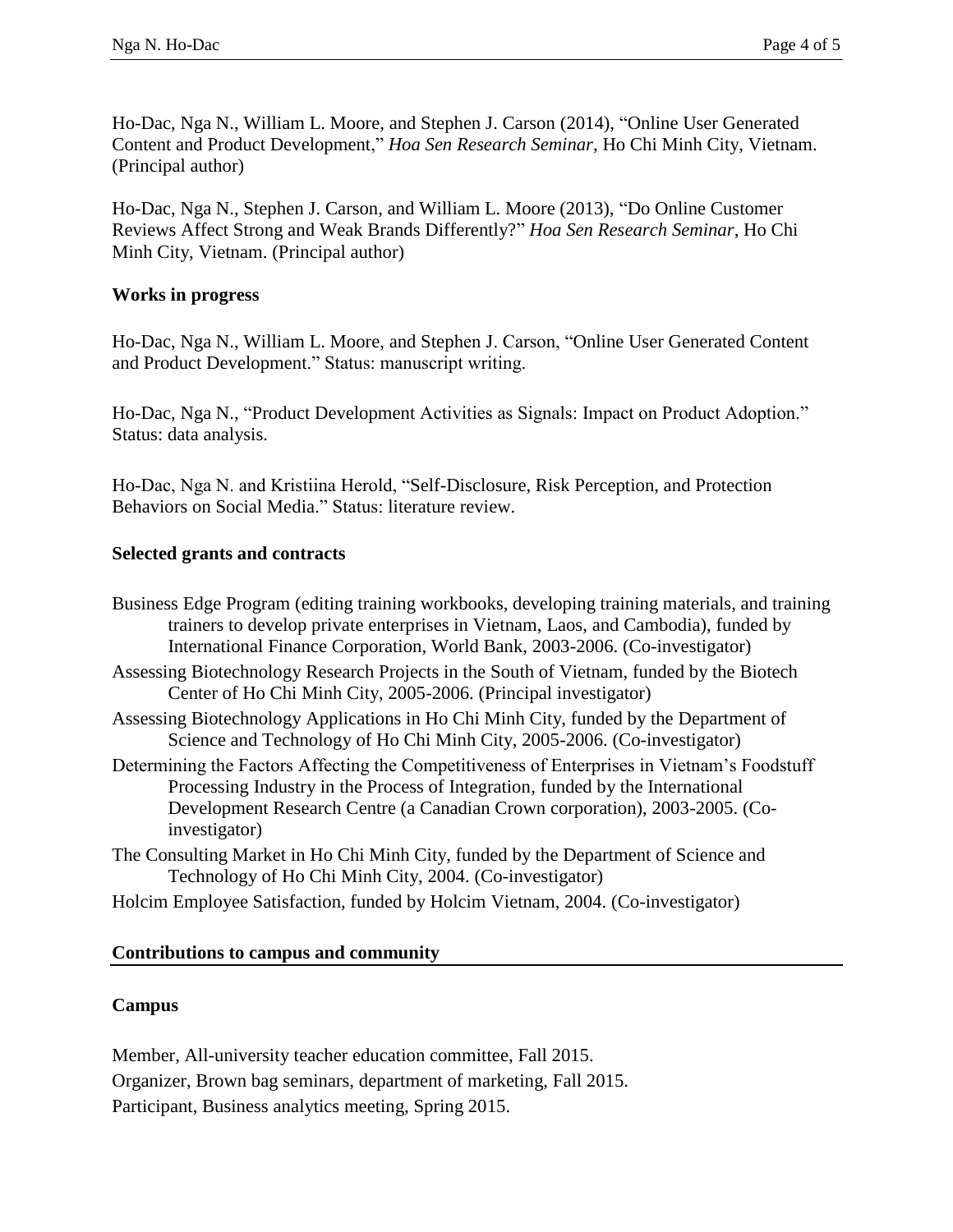Ho-Dac, Nga N., William L. Moore, and Stephen J. Carson (2014), "Online User Generated Content and Product Development," *Hoa Sen Research Seminar*, Ho Chi Minh City, Vietnam. (Principal author)

Ho-Dac, Nga N., Stephen J. Carson, and William L. Moore (2013), "Do Online Customer Reviews Affect Strong and Weak Brands Differently?" *Hoa Sen Research Seminar*, Ho Chi Minh City, Vietnam. (Principal author)

### Works in progress

Ho-Dac, Nga N., William L. Moore, and Stephen J. Carson, "Online User Generated Content and Product Development." Status: manuscript writing.

Ho-Dac, Nga N., "Product Development Activities as Signals: Impact on Product Adoption." Status: data analysis.

Ho-Dac, Nga N. and Kristiina Herold, "Self-Disclosure, Risk Perception, and Protection Behaviors on Social Media." Status: literature review.

### Selected grants and contracts

Business Edge Program (editing training workbooks, developing training materials, and training trainers to develop private enterprises in Vietnam, Laos, and Cambodia), funded by International Finance Corporation, World Bank, 2003-2006. (Co-investigator)

Assessing Biotechnology Research Projects in the South of Vietnam, funded by the Biotech Center of Ho Chi Minh City, 2005-2006. (Principal investigator)

Assessing Biotechnology Applications in Ho Chi Minh City, funded by the Department of Science and Technology of Ho Chi Minh City, 2005-2006. (Co-investigator)

Determining the Factors Affecting the Competitiveness of Enterprises in Vietnam's Foodstuff Processing Industry in the Process of Integration, funded by the International Development Research Centre (a Canadian Crown corporation), 2003-2005. (Co-investigator)

The Consulting Market in Ho Chi Minh City, funded by the Department of Science and Technology of Ho Chi Minh City, 2004. (Co-investigator)

Holcim Employee Satisfaction, funded by Holcim Vietnam, 2004. (Co-investigator)

## Contributions to campus and community

### Campus

Member, All-university teacher education committee, Fall 2015.
Organizer, Brown bag seminars, department of marketing, Fall 2015.
Participant, Business analytics meeting, Spring 2015.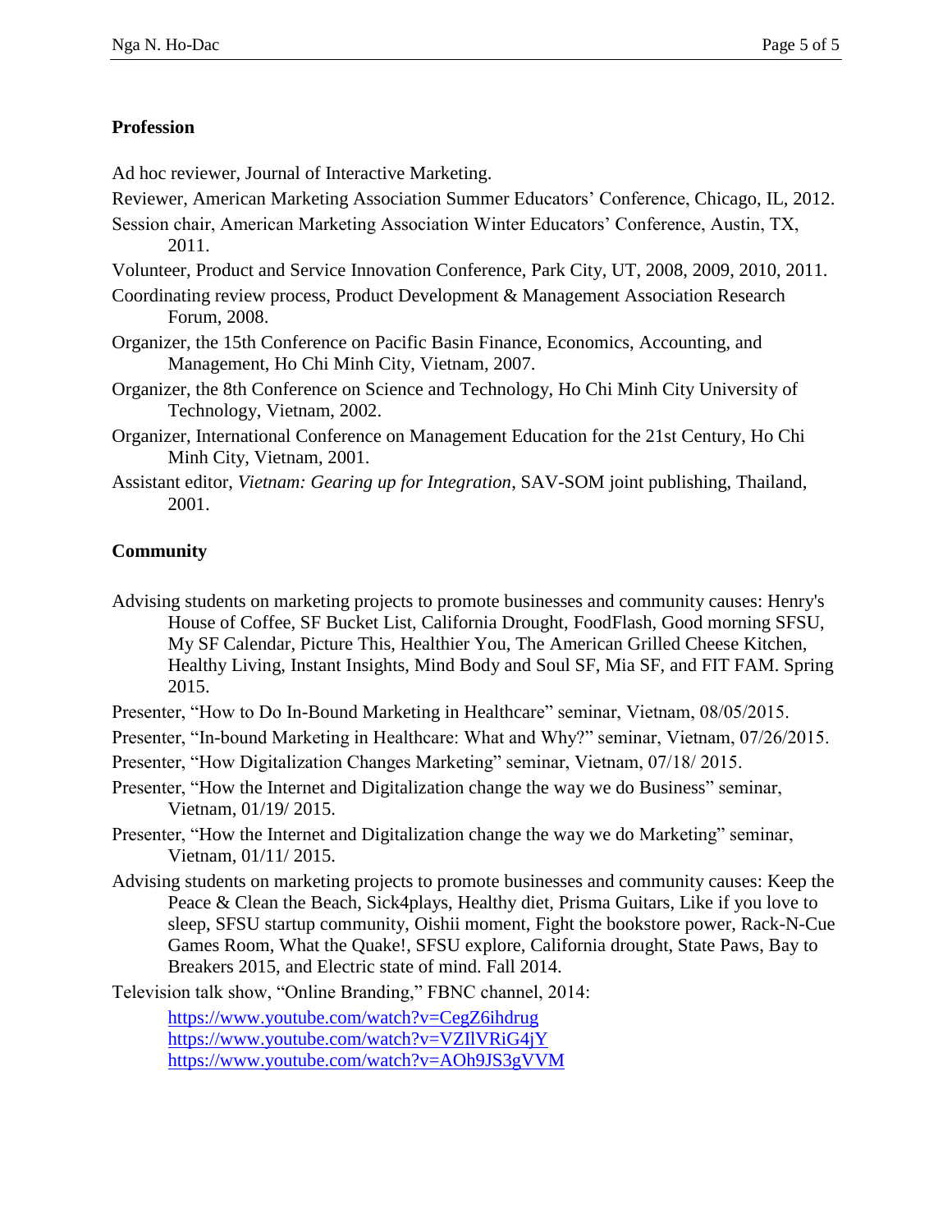## Profession

Ad hoc reviewer, Journal of Interactive Marketing.

Reviewer, American Marketing Association Summer Educators' Conference, Chicago, IL, 2012.

Session chair, American Marketing Association Winter Educators' Conference, Austin, TX, 2011.

Volunteer, Product and Service Innovation Conference, Park City, UT, 2008, 2009, 2010, 2011.

Coordinating review process, Product Development & Management Association Research Forum, 2008.

Organizer, the 15th Conference on Pacific Basin Finance, Economics, Accounting, and Management, Ho Chi Minh City, Vietnam, 2007.

Organizer, the 8th Conference on Science and Technology, Ho Chi Minh City University of Technology, Vietnam, 2002.

Organizer, International Conference on Management Education for the 21st Century, Ho Chi Minh City, Vietnam, 2001.

Assistant editor, *Vietnam: Gearing up for Integration*, SAV-SOM joint publishing, Thailand, 2001.

## Community

Advising students on marketing projects to promote businesses and community causes: Henry's House of Coffee, SF Bucket List, California Drought, FoodFlash, Good morning SFSU, My SF Calendar, Picture This, Healthier You, The American Grilled Cheese Kitchen, Healthy Living, Instant Insights, Mind Body and Soul SF, Mia SF, and FIT FAM. Spring 2015.

Presenter, "How to Do In-Bound Marketing in Healthcare" seminar, Vietnam, 08/05/2015.

Presenter, "In-bound Marketing in Healthcare: What and Why?" seminar, Vietnam, 07/26/2015.

Presenter, "How Digitalization Changes Marketing" seminar, Vietnam, 07/18/ 2015.

Presenter, "How the Internet and Digitalization change the way we do Business" seminar, Vietnam, 01/19/ 2015.

Presenter, "How the Internet and Digitalization change the way we do Marketing" seminar, Vietnam, 01/11/ 2015.

Advising students on marketing projects to promote businesses and community causes: Keep the Peace & Clean the Beach, Sick4plays, Healthy diet, Prisma Guitars, Like if you love to sleep, SFSU startup community, Oishii moment, Fight the bookstore power, Rack-N-Cue Games Room, What the Quake!, SFSU explore, California drought, State Paws, Bay to Breakers 2015, and Electric state of mind. Fall 2014.

Television talk show, "Online Branding," FBNC channel, 2014:

https://www.youtube.com/watch?v=CegZ6ihdrug
https://www.youtube.com/watch?v=VZIlVRiG4jY
https://www.youtube.com/watch?v=AOh9JS3gVVM